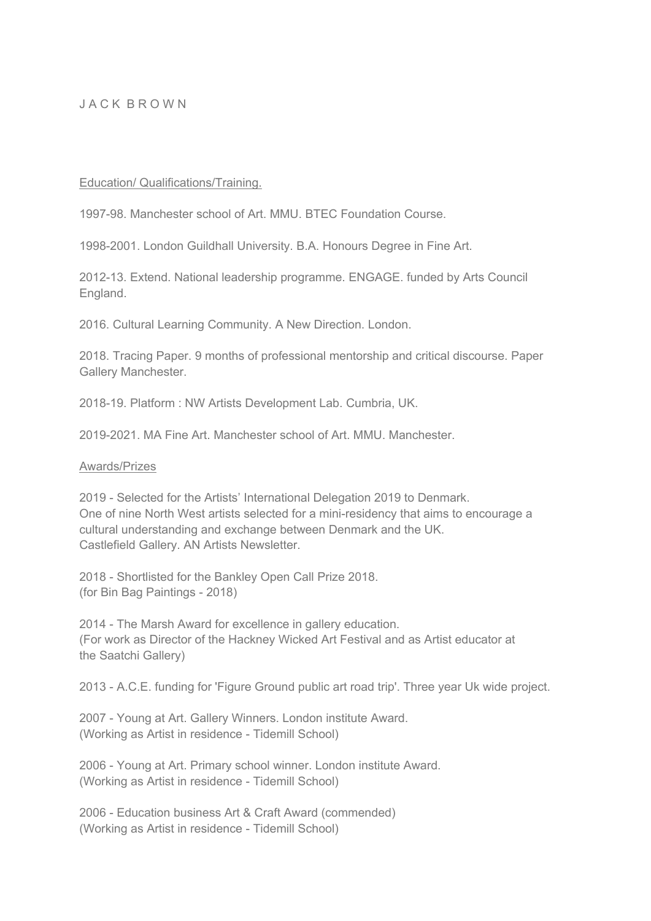# J A C K B R O W N

## Education/ Qualifications/Training.

1997-98. Manchester school of Art. MMU. BTEC Foundation Course.

1998-2001. London Guildhall University. B.A. Honours Degree in Fine Art.

2012-13. Extend. National leadership programme. ENGAGE. funded by Arts Council England.

2016. Cultural Learning Community. A New Direction. London.

2018. Tracing Paper. 9 months of professional mentorship and critical discourse. Paper Gallery Manchester.

2018-19. Platform : NW Artists Development Lab. Cumbria, UK.

2019-2021. MA Fine Art. Manchester school of Art. MMU. Manchester.

## Awards/Prizes

2019 - Selected for the Artists' International Delegation 2019 to Denmark.
One of nine North West artists selected for a mini-residency that aims to encourage a cultural understanding and exchange between Denmark and the UK.
Castlefield Gallery. AN Artists Newsletter.

2018 - Shortlisted for the Bankley Open Call Prize 2018.
(for Bin Bag Paintings - 2018)

2014 - The Marsh Award for excellence in gallery education.
(For work as Director of the Hackney Wicked Art Festival and as Artist educator at the Saatchi Gallery)

2013 - A.C.E. funding for 'Figure Ground public art road trip'. Three year Uk wide project.

2007 - Young at Art. Gallery Winners. London institute Award.
(Working as Artist in residence - Tidemill School)

2006 - Young at Art. Primary school winner. London institute Award.
(Working as Artist in residence - Tidemill School)

2006 - Education business Art & Craft Award (commended)
(Working as Artist in residence - Tidemill School)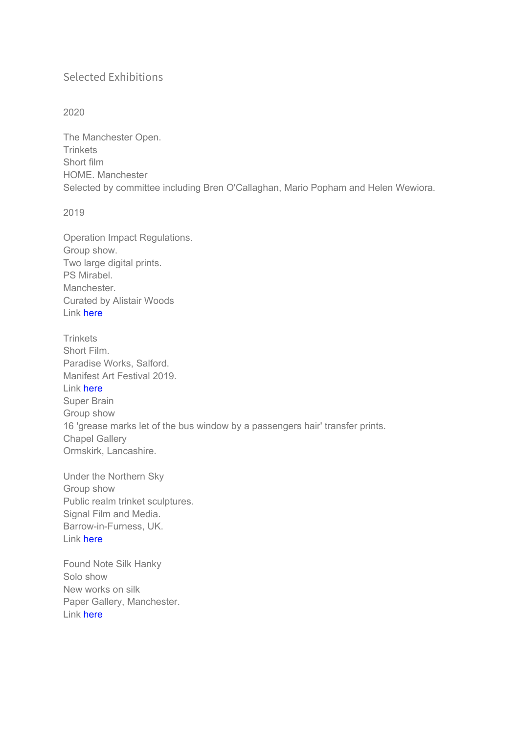## Selected Exhibitions

2020

The Manchester Open.
Trinkets
Short film
HOME. Manchester
Selected by committee including Bren O'Callaghan, Mario Popham and Helen Wewiora.

2019

Operation Impact Regulations.
Group show.
Two large digital prints.
PS Mirabel.
Manchester.
Curated by Alistair Woods
Link here

Trinkets
Short Film.
Paradise Works, Salford.
Manifest Art Festival 2019.
Link here
Super Brain
Group show
16 'grease marks let of the bus window by a passengers hair' transfer prints.
Chapel Gallery
Ormskirk, Lancashire.

Under the Northern Sky
Group show
Public realm trinket sculptures.
Signal Film and Media.
Barrow-in-Furness, UK.
Link here

Found Note Silk Hanky
Solo show
New works on silk
Paper Gallery, Manchester.
Link here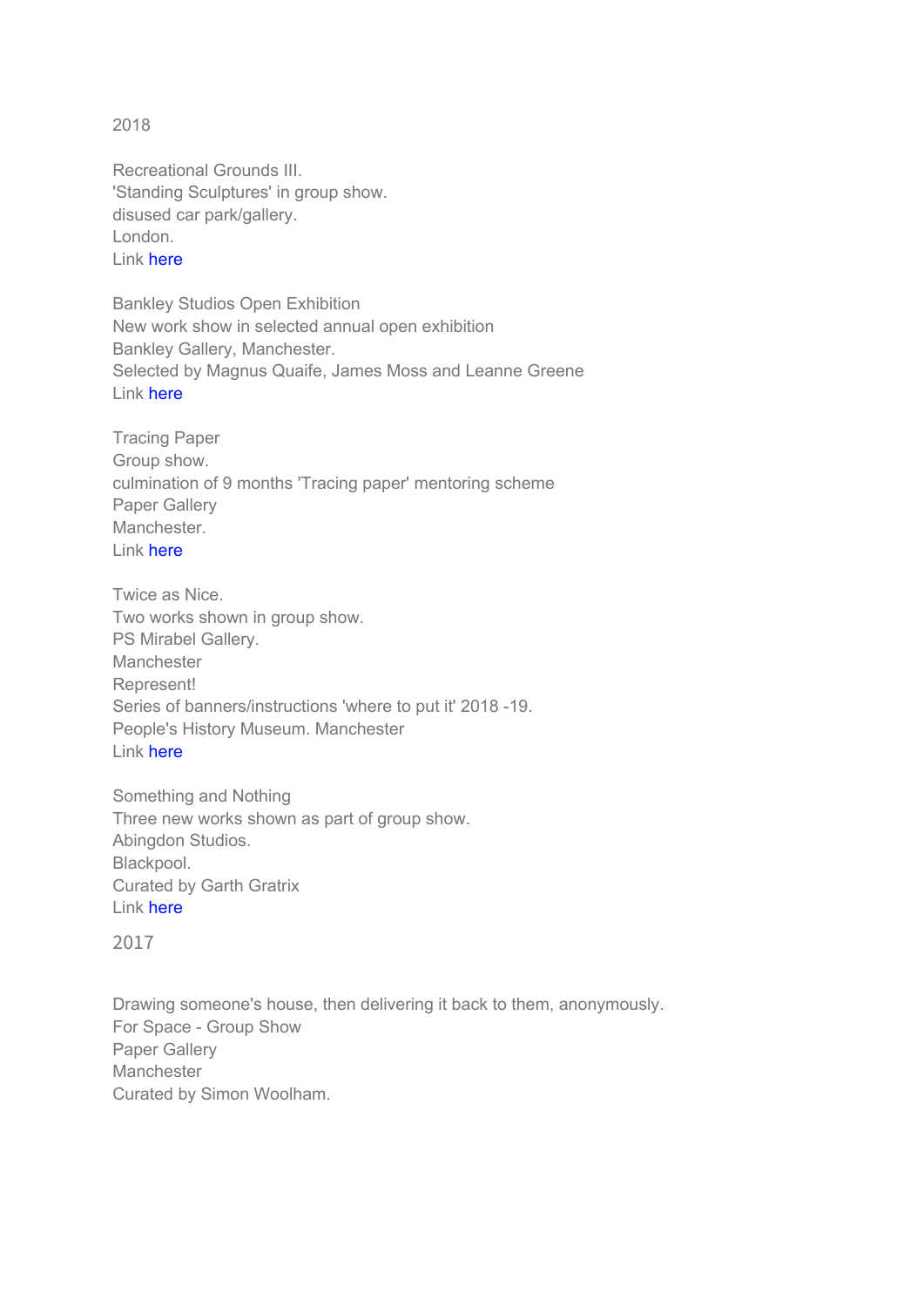## 2018

Recreational Grounds III.  
'Standing Sculptures' in group show.  
disused car park/gallery.  
London.  
Link here

Bankley Studios Open Exhibition  
New work show in selected annual open exhibition  
Bankley Gallery, Manchester.  
Selected by Magnus Quaife, James Moss and Leanne Greene  
Link here

Tracing Paper  
Group show.  
culmination of 9 months 'Tracing paper' mentoring scheme  
Paper Gallery  
Manchester.  
Link here

Twice as Nice.  
Two works shown in group show.  
PS Mirabel Gallery.  
Manchester  
Represent!  
Series of banners/instructions 'where to put it' 2018 -19.  
People's History Museum. Manchester  
Link here

Something and Nothing  
Three new works shown as part of group show.  
Abingdon Studios.  
Blackpool.  
Curated by Garth Gratrix  
Link here

## 2017

Drawing someone's house, then delivering it back to them, anonymously.  
For Space - Group Show  
Paper Gallery  
Manchester  
Curated by Simon Woolham.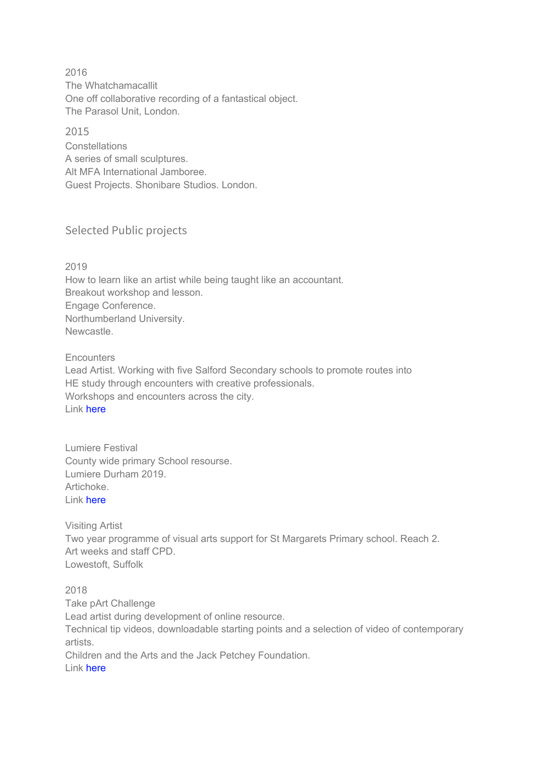2016
The Whatchamacallit
One off collaborative recording of a fantastical object.
The Parasol Unit, London.

2015
Constellations
A series of small sculptures.
Alt MFA International Jamboree.
Guest Projects. Shonibare Studios. London.

## Selected Public projects

2019
How to learn like an artist while being taught like an accountant.
Breakout workshop and lesson.
Engage Conference.
Northumberland University.
Newcastle.

Encounters
Lead Artist. Working with five Salford Secondary schools to promote routes into HE study through encounters with creative professionals.
Workshops and encounters across the city.
Link here

Lumiere Festival
County wide primary School resourse.
Lumiere Durham 2019.
Artichoke.
Link here

Visiting Artist
Two year programme of visual arts support for St Margarets Primary school. Reach 2.
Art weeks and staff CPD.
Lowestoft, Suffolk

2018
Take pArt Challenge
Lead artist during development of online resource.
Technical tip videos, downloadable starting points and a selection of video of contemporary artists.
Children and the Arts and the Jack Petchey Foundation.
Link here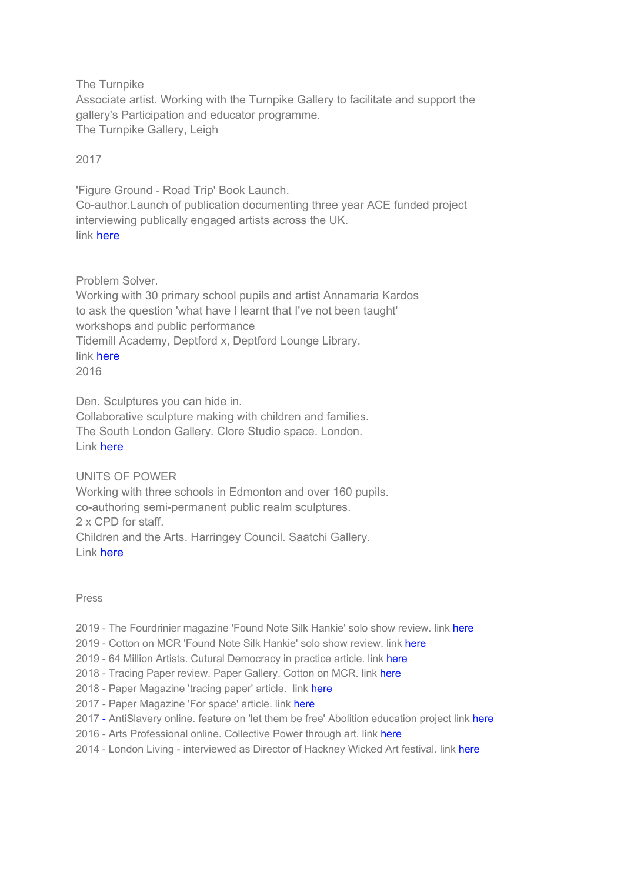The Turnpike
Associate artist. Working with the Turnpike Gallery to facilitate and support the gallery's Participation and educator programme.
The Turnpike Gallery, Leigh

2017

'Figure Ground - Road Trip' Book Launch.
Co-author.Launch of publication documenting three year ACE funded project interviewing publically engaged artists across the UK.
link here

Problem Solver.
Working with 30 primary school pupils and artist Annamaria Kardos to ask the question 'what have I learnt that I've not been taught' workshops and public performance
Tidemill Academy, Deptford x, Deptford Lounge Library.
link here
2016

Den. Sculptures you can hide in.
Collaborative sculpture making with children and families.
The South London Gallery. Clore Studio space. London.
Link here

UNITS OF POWER
Working with three schools in Edmonton and over 160 pupils.
co-authoring semi-permanent public realm sculptures.
2 x CPD for staff.
Children and the Arts. Harringey Council. Saatchi Gallery.
Link here

Press

2019 - The Fourdrinier magazine 'Found Note Silk Hankie' solo show review. link here
2019 - Cotton on MCR 'Found Note Silk Hankie' solo show review. link here
2019 - 64 Million Artists. Cutural Democracy in practice article. link here
2018 - Tracing Paper review. Paper Gallery. Cotton on MCR. link here
2018 - Paper Magazine 'tracing paper' article.  link here
2017 - Paper Magazine 'For space' article. link here
2017 - AntiSlavery online. feature on 'let them be free' Abolition education project link here
2016 - Arts Professional online. Collective Power through art. link here
2014 - London Living - interviewed as Director of Hackney Wicked Art festival. link here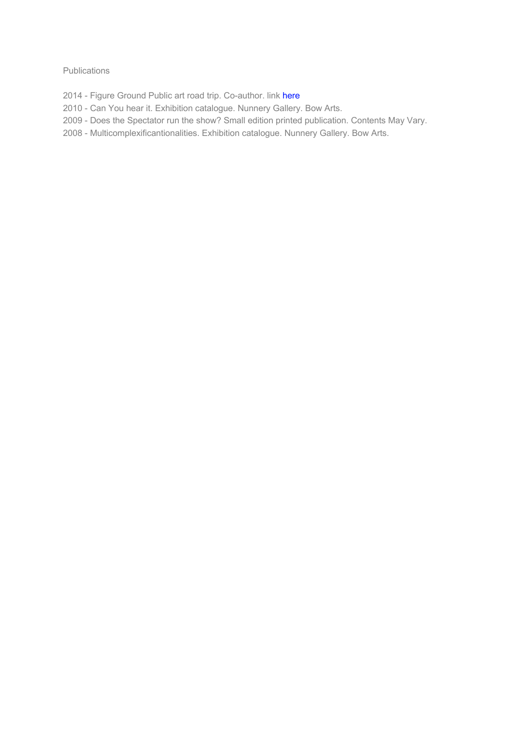Publications

2014 - Figure Ground Public art road trip. Co-author. link here

2010 - Can You hear it. Exhibition catalogue. Nunnery Gallery. Bow Arts.

2009 - Does the Spectator run the show? Small edition printed publication. Contents May Vary.

2008 - Multicomplexificantionalities. Exhibition catalogue. Nunnery Gallery. Bow Arts.